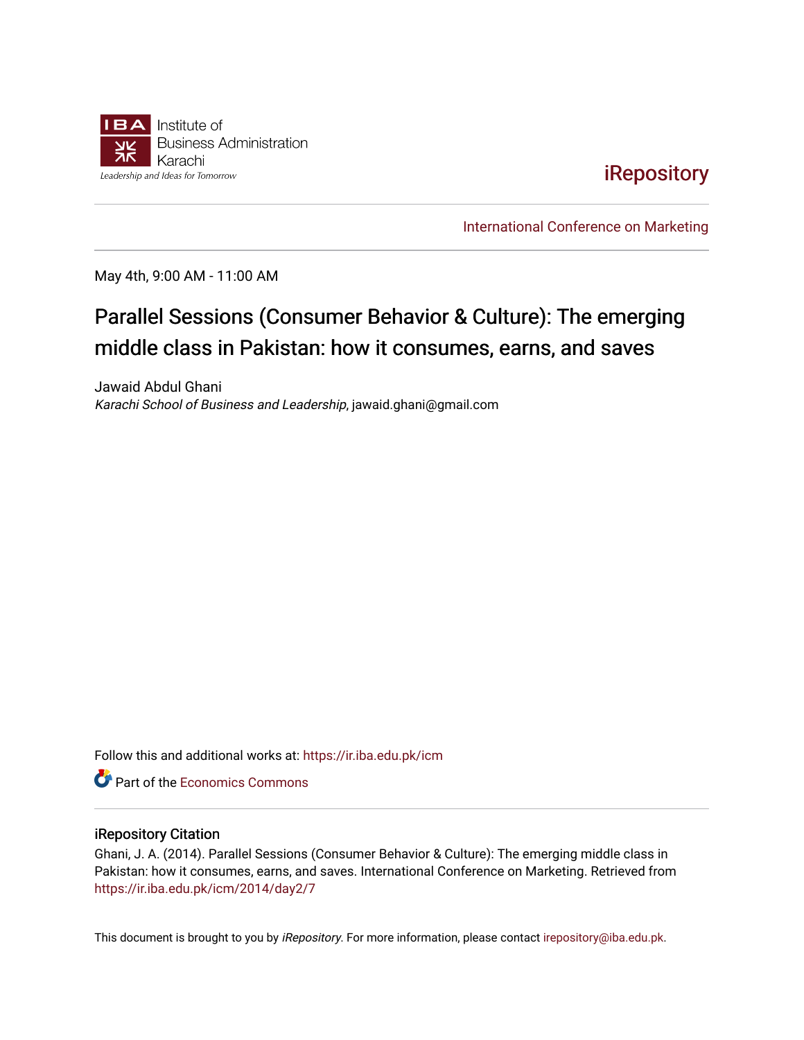Institute of Business Administration Karachi

*Leadership and Ideas for Tomorrow*

iRepository

International Conference on Marketing

May 4th, 9:00 AM - 11:00 AM

# Parallel Sessions (Consumer Behavior & Culture): The emerging middle class in Pakistan: how it consumes, earns, and saves

Jawaid Abdul Ghani

*Karachi School of Business and Leadership*, jawaid.ghani@gmail.com

Follow this and additional works at: https://ir.iba.edu.pk/icm

Part of the Economics Commons

## iRepository Citation

Ghani, J. A. (2014). Parallel Sessions (Consumer Behavior & Culture): The emerging middle class in Pakistan: how it consumes, earns, and saves. International Conference on Marketing. Retrieved from https://ir.iba.edu.pk/icm/2014/day2/7

This document is brought to you by *iRepository*. For more information, please contact irepository@iba.edu.pk.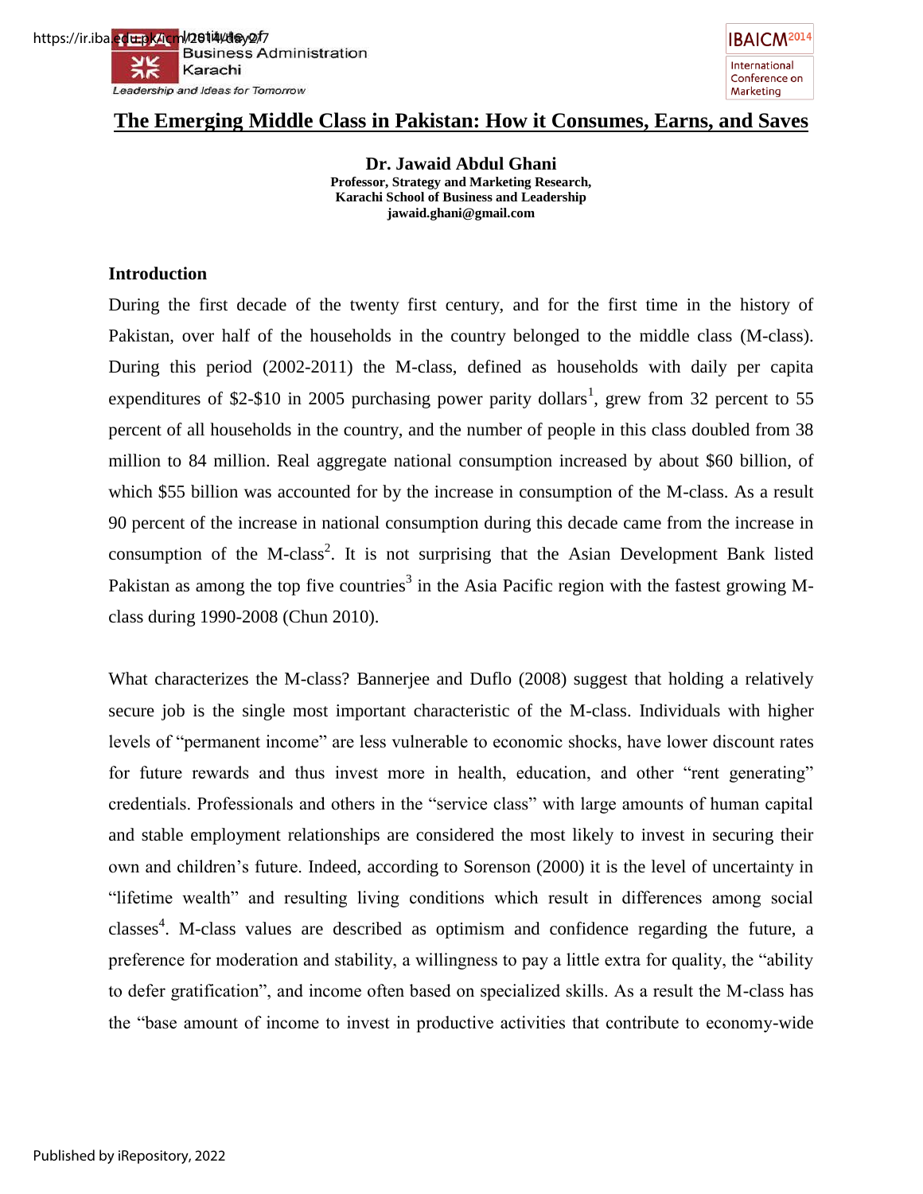## The Emerging Middle Class in Pakistan: How it Consumes, Earns, and Saves

**Dr. Jawaid Abdul Ghani**
**Professor, Strategy and Marketing Research,**
**Karachi School of Business and Leadership**
**jawaid.ghani@gmail.com**

### Introduction

During the first decade of the twenty first century, and for the first time in the history of Pakistan, over half of the households in the country belonged to the middle class (M-class). During this period (2002-2011) the M-class, defined as households with daily per capita expenditures of $2-$10 in 2005 purchasing power parity dollars[1], grew from 32 percent to 55 percent of all households in the country, and the number of people in this class doubled from 38 million to 84 million. Real aggregate national consumption increased by about $60 billion, of which $55 billion was accounted for by the increase in consumption of the M-class. As a result 90 percent of the increase in national consumption during this decade came from the increase in consumption of the M-class[2]. It is not surprising that the Asian Development Bank listed Pakistan as among the top five countries[3] in the Asia Pacific region with the fastest growing M-class during 1990-2008 (Chun 2010).

What characterizes the M-class? Bannerjee and Duflo (2008) suggest that holding a relatively secure job is the single most important characteristic of the M-class. Individuals with higher levels of "permanent income" are less vulnerable to economic shocks, have lower discount rates for future rewards and thus invest more in health, education, and other "rent generating" credentials. Professionals and others in the "service class" with large amounts of human capital and stable employment relationships are considered the most likely to invest in securing their own and children's future. Indeed, according to Sorenson (2000) it is the level of uncertainty in "lifetime wealth" and resulting living conditions which result in differences among social classes[4]. M-class values are described as optimism and confidence regarding the future, a preference for moderation and stability, a willingness to pay a little extra for quality, the "ability to defer gratification", and income often based on specialized skills. As a result the M-class has the "base amount of income to invest in productive activities that contribute to economy-wide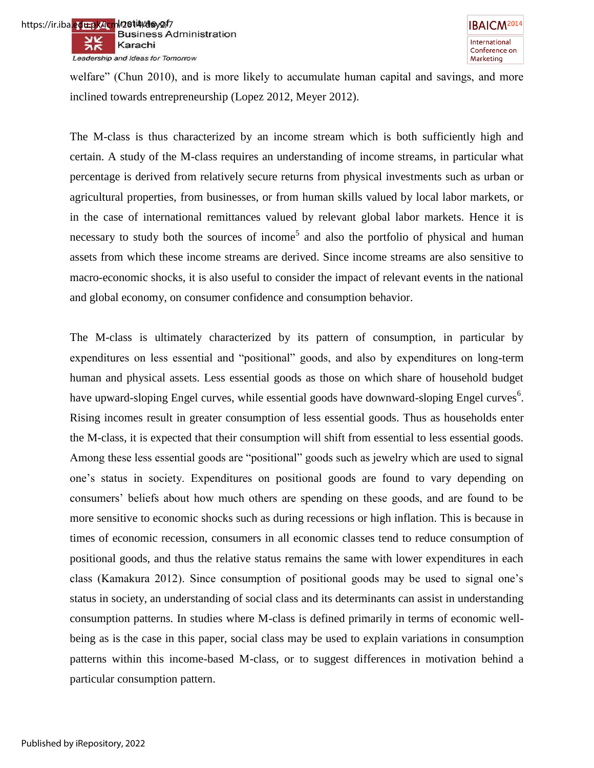welfare" (Chun 2010), and is more likely to accumulate human capital and savings, and more inclined towards entrepreneurship (Lopez 2012, Meyer 2012).

The M-class is thus characterized by an income stream which is both sufficiently high and certain. A study of the M-class requires an understanding of income streams, in particular what percentage is derived from relatively secure returns from physical investments such as urban or agricultural properties, from businesses, or from human skills valued by local labor markets, or in the case of international remittances valued by relevant global labor markets. Hence it is necessary to study both the sources of income[5] and also the portfolio of physical and human assets from which these income streams are derived. Since income streams are also sensitive to macro-economic shocks, it is also useful to consider the impact of relevant events in the national and global economy, on consumer confidence and consumption behavior.

The M-class is ultimately characterized by its pattern of consumption, in particular by expenditures on less essential and "positional" goods, and also by expenditures on long-term human and physical assets. Less essential goods as those on which share of household budget have upward-sloping Engel curves, while essential goods have downward-sloping Engel curves[6]. Rising incomes result in greater consumption of less essential goods. Thus as households enter the M-class, it is expected that their consumption will shift from essential to less essential goods. Among these less essential goods are "positional" goods such as jewelry which are used to signal one's status in society. Expenditures on positional goods are found to vary depending on consumers' beliefs about how much others are spending on these goods, and are found to be more sensitive to economic shocks such as during recessions or high inflation. This is because in times of economic recession, consumers in all economic classes tend to reduce consumption of positional goods, and thus the relative status remains the same with lower expenditures in each class (Kamakura 2012). Since consumption of positional goods may be used to signal one's status in society, an understanding of social class and its determinants can assist in understanding consumption patterns. In studies where M-class is defined primarily in terms of economic well-being as is the case in this paper, social class may be used to explain variations in consumption patterns within this income-based M-class, or to suggest differences in motivation behind a particular consumption pattern.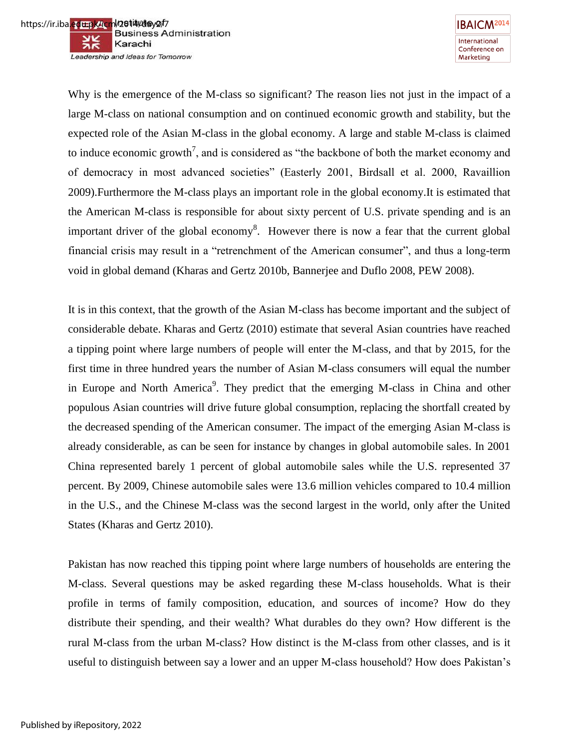Why is the emergence of the M-class so significant? The reason lies not just in the impact of a large M-class on national consumption and on continued economic growth and stability, but the expected role of the Asian M-class in the global economy. A large and stable M-class is claimed to induce economic growth[7], and is considered as "the backbone of both the market economy and of democracy in most advanced societies" (Easterly 2001, Birdsall et al. 2000, Ravaillion 2009).Furthermore the M-class plays an important role in the global economy.It is estimated that the American M-class is responsible for about sixty percent of U.S. private spending and is an important driver of the global economy[8]. However there is now a fear that the current global financial crisis may result in a "retrenchment of the American consumer", and thus a long-term void in global demand (Kharas and Gertz 2010b, Bannerjee and Duflo 2008, PEW 2008).

It is in this context, that the growth of the Asian M-class has become important and the subject of considerable debate. Kharas and Gertz (2010) estimate that several Asian countries have reached a tipping point where large numbers of people will enter the M-class, and that by 2015, for the first time in three hundred years the number of Asian M-class consumers will equal the number in Europe and North America[9]. They predict that the emerging M-class in China and other populous Asian countries will drive future global consumption, replacing the shortfall created by the decreased spending of the American consumer. The impact of the emerging Asian M-class is already considerable, as can be seen for instance by changes in global automobile sales. In 2001 China represented barely 1 percent of global automobile sales while the U.S. represented 37 percent. By 2009, Chinese automobile sales were 13.6 million vehicles compared to 10.4 million in the U.S., and the Chinese M-class was the second largest in the world, only after the United States (Kharas and Gertz 2010).

Pakistan has now reached this tipping point where large numbers of households are entering the M-class. Several questions may be asked regarding these M-class households. What is their profile in terms of family composition, education, and sources of income? How do they distribute their spending, and their wealth? What durables do they own? How different is the rural M-class from the urban M-class? How distinct is the M-class from other classes, and is it useful to distinguish between say a lower and an upper M-class household? How does Pakistan's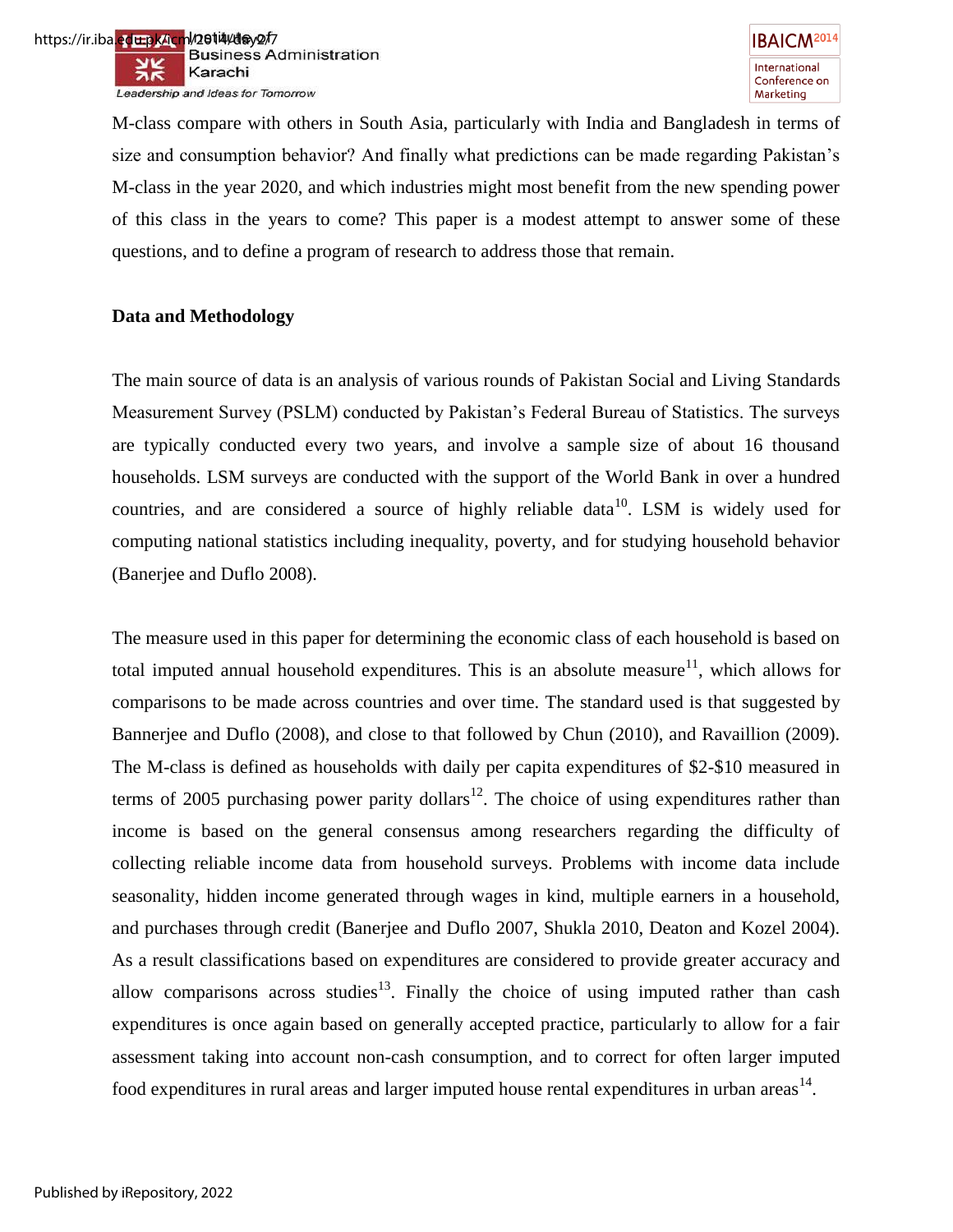M-class compare with others in South Asia, particularly with India and Bangladesh in terms of size and consumption behavior? And finally what predictions can be made regarding Pakistan's M-class in the year 2020, and which industries might most benefit from the new spending power of this class in the years to come? This paper is a modest attempt to answer some of these questions, and to define a program of research to address those that remain.

**Data and Methodology**

The main source of data is an analysis of various rounds of Pakistan Social and Living Standards Measurement Survey (PSLM) conducted by Pakistan's Federal Bureau of Statistics. The surveys are typically conducted every two years, and involve a sample size of about 16 thousand households. LSM surveys are conducted with the support of the World Bank in over a hundred countries, and are considered a source of highly reliable data[10]. LSM is widely used for computing national statistics including inequality, poverty, and for studying household behavior (Banerjee and Duflo 2008).

The measure used in this paper for determining the economic class of each household is based on total imputed annual household expenditures. This is an absolute measure[11], which allows for comparisons to be made across countries and over time. The standard used is that suggested by Bannerjee and Duflo (2008), and close to that followed by Chun (2010), and Ravaillion (2009). The M-class is defined as households with daily per capita expenditures of $2-$10 measured in terms of 2005 purchasing power parity dollars[12]. The choice of using expenditures rather than income is based on the general consensus among researchers regarding the difficulty of collecting reliable income data from household surveys. Problems with income data include seasonality, hidden income generated through wages in kind, multiple earners in a household, and purchases through credit (Banerjee and Duflo 2007, Shukla 2010, Deaton and Kozel 2004). As a result classifications based on expenditures are considered to provide greater accuracy and allow comparisons across studies[13]. Finally the choice of using imputed rather than cash expenditures is once again based on generally accepted practice, particularly to allow for a fair assessment taking into account non-cash consumption, and to correct for often larger imputed food expenditures in rural areas and larger imputed house rental expenditures in urban areas[14].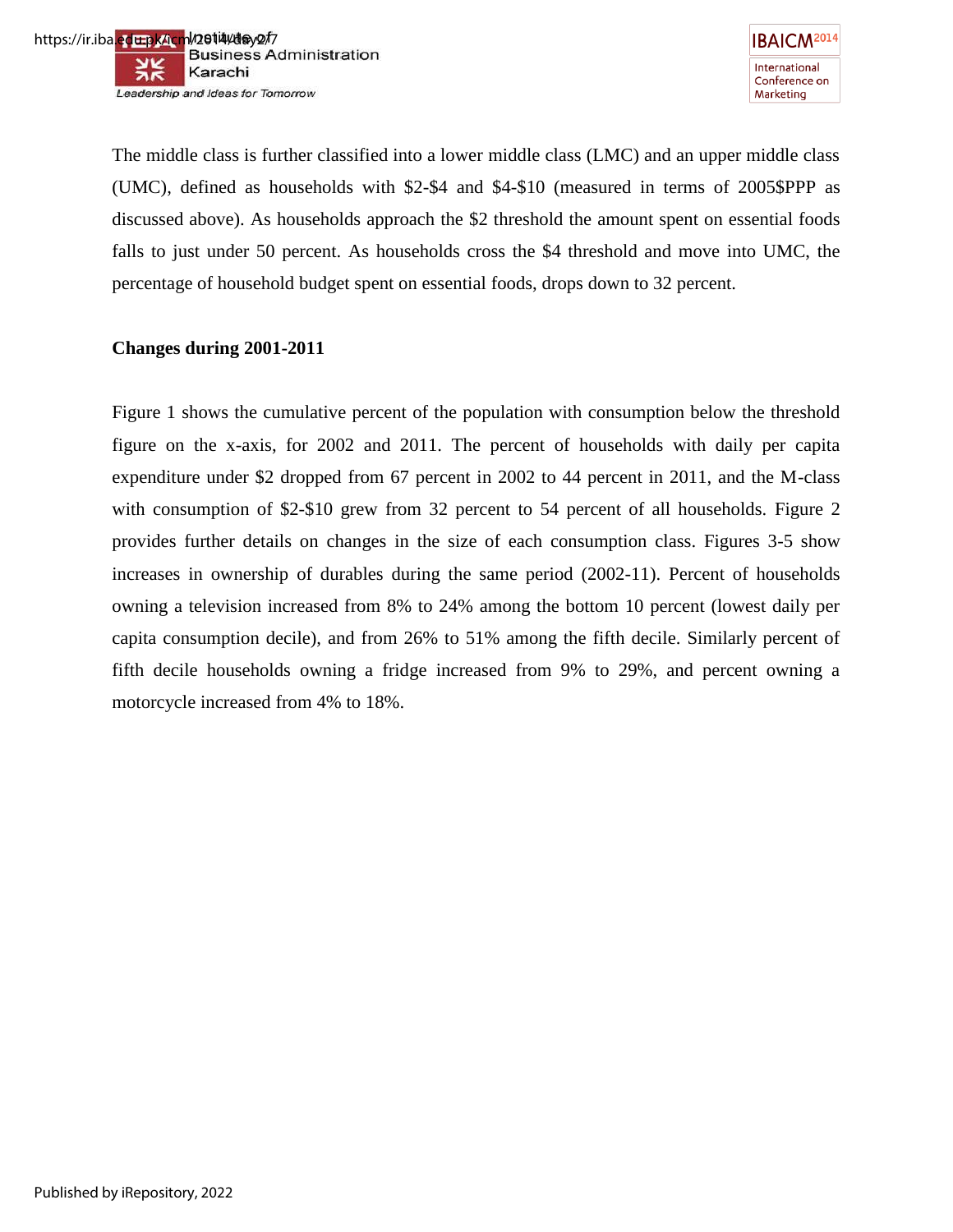The middle class is further classified into a lower middle class (LMC) and an upper middle class (UMC), defined as households with $2-$4 and $4-$10 (measured in terms of 2005$PPP as discussed above). As households approach the $2 threshold the amount spent on essential foods falls to just under 50 percent. As households cross the $4 threshold and move into UMC, the percentage of household budget spent on essential foods, drops down to 32 percent.

**Changes during 2001-2011**

Figure 1 shows the cumulative percent of the population with consumption below the threshold figure on the x-axis, for 2002 and 2011. The percent of households with daily per capita expenditure under $2 dropped from 67 percent in 2002 to 44 percent in 2011, and the M-class with consumption of $2-$10 grew from 32 percent to 54 percent of all households. Figure 2 provides further details on changes in the size of each consumption class. Figures 3-5 show increases in ownership of durables during the same period (2002-11). Percent of households owning a television increased from 8% to 24% among the bottom 10 percent (lowest daily per capita consumption decile), and from 26% to 51% among the fifth decile. Similarly percent of fifth decile households owning a fridge increased from 9% to 29%, and percent owning a motorcycle increased from 4% to 18%.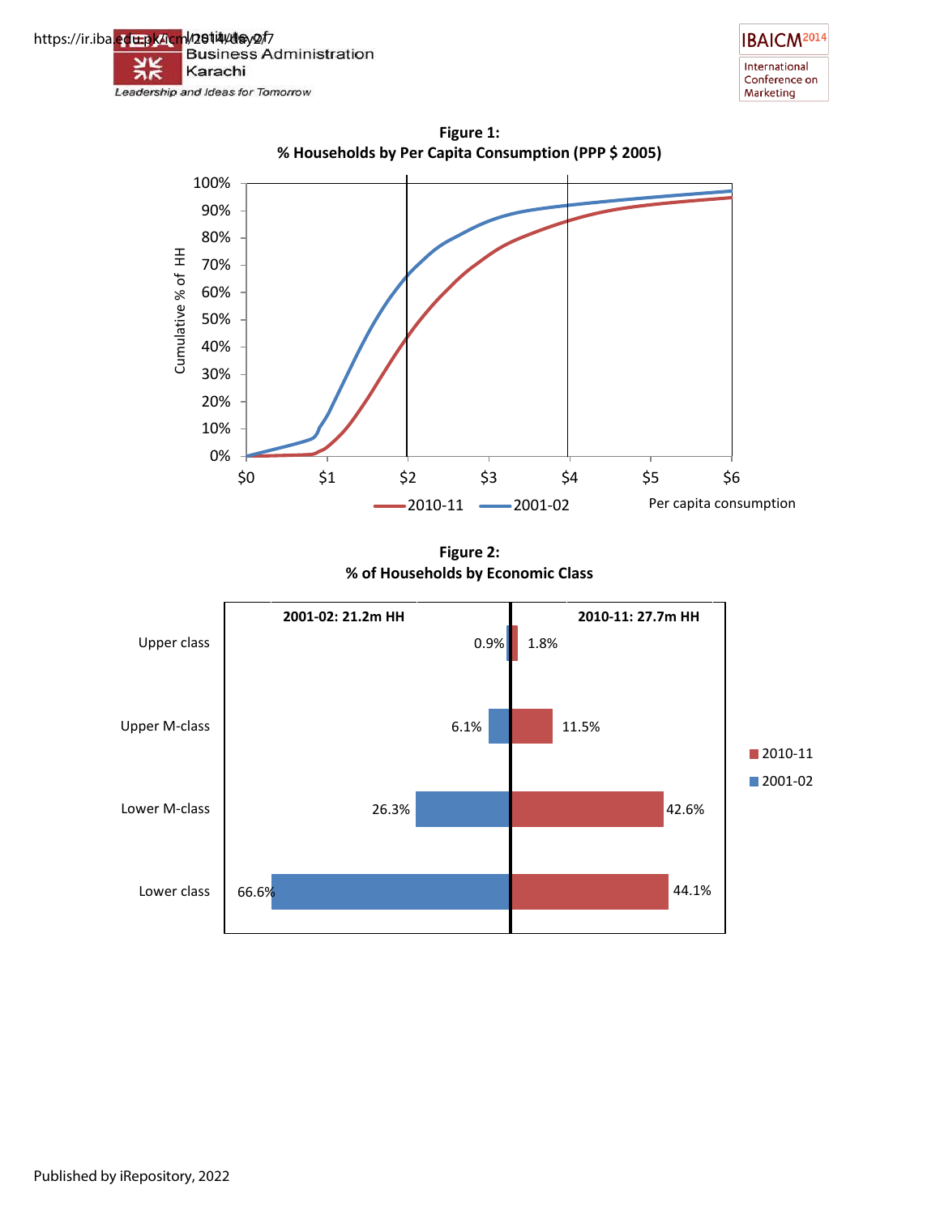**Figure 1:**
**% Households by Per Capita Consumption (PPP $ 2005)**

**Figure 2:**
**% of Households by Economic Class**

| | 2001-02: 21.2m HH | 2010-11: 27.7m HH |
|---|---|---|
| Upper class | 0.9% | 1.8% |
| Upper M-class | 6.1% | 11.5% |
| Lower M-class | 26.3% | 42.6% |
| Lower class | 66.6% | 44.1% |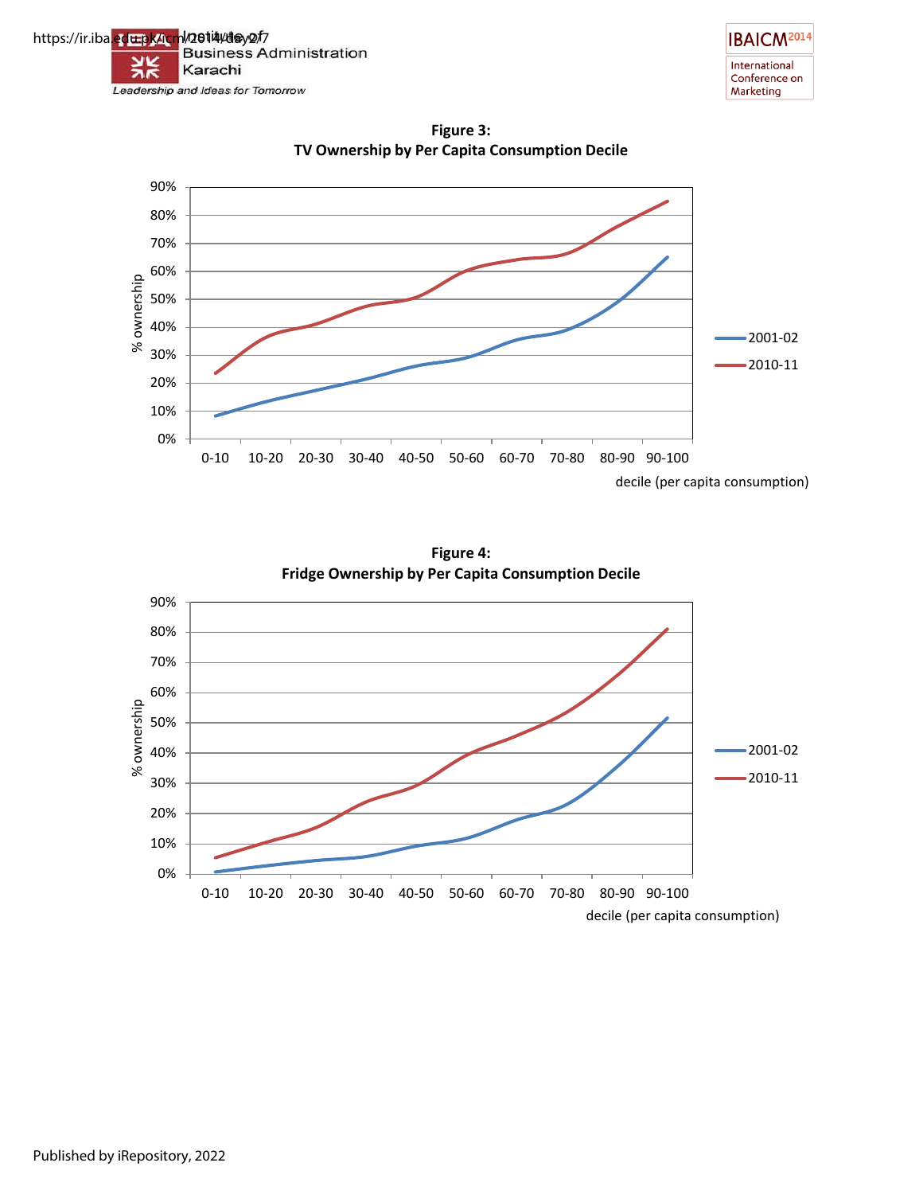**Figure 3:**
**TV Ownership by Per Capita Consumption Decile**

**Figure 4:**
**Fridge Ownership by Per Capita Consumption Decile**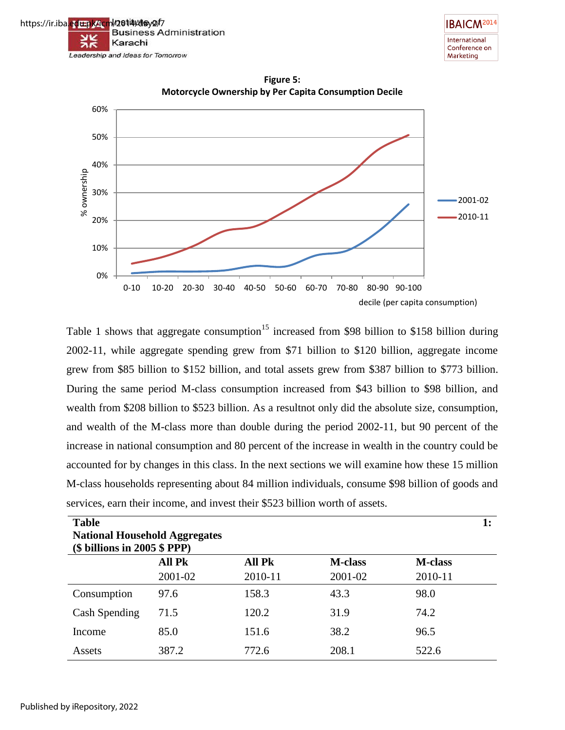**Figure 5:**
**Motorcycle Ownership by Per Capita Consumption Decile**

Table 1 shows that aggregate consumption[15] increased from $98 billion to $158 billion during 2002-11, while aggregate spending grew from $71 billion to $120 billion, aggregate income grew from $85 billion to $152 billion, and total assets grew from $387 billion to $773 billion. During the same period M-class consumption increased from $43 billion to $98 billion, and wealth from $208 billion to $523 billion. As a resultnot only did the absolute size, consumption, and wealth of the M-class more than double during the period 2002-11, but 90 percent of the increase in national consumption and 80 percent of the increase in wealth in the country could be accounted for by changes in this class. In the next sections we will examine how these 15 million M-class households representing about 84 million individuals, consume $98 billion of goods and services, earn their income, and invest their $523 billion worth of assets.

**Table 1:**
**National Household Aggregates**
**($ billions in 2005 $ PPP)**

| | All Pk 2001-02 | All Pk 2010-11 | M-class 2001-02 | M-class 2010-11 |
|---|---|---|---|---|
| Consumption | 97.6 | 158.3 | 43.3 | 98.0 |
| Cash Spending | 71.5 | 120.2 | 31.9 | 74.2 |
| Income | 85.0 | 151.6 | 38.2 | 96.5 |
| Assets | 387.2 | 772.6 | 208.1 | 522.6 |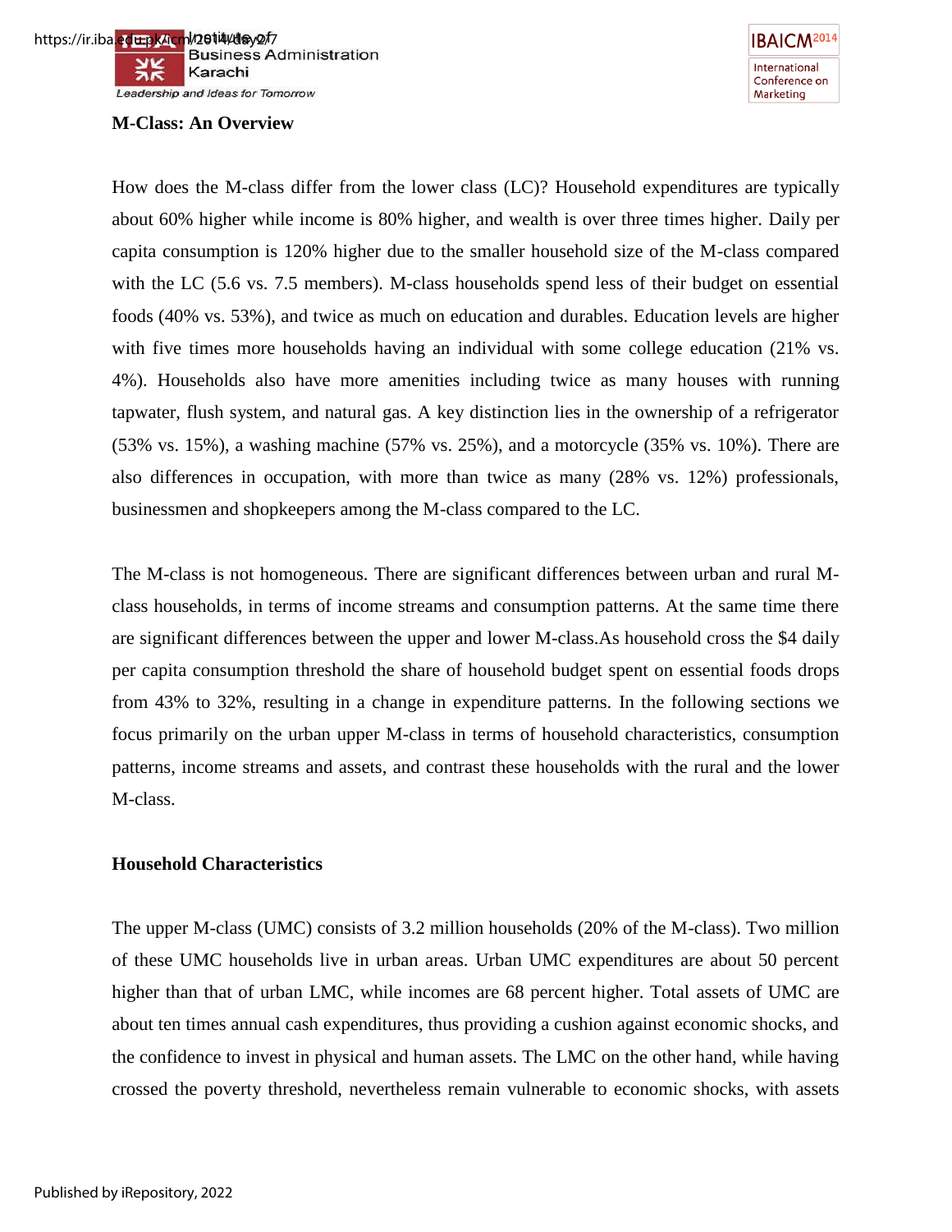**M-Class: An Overview**

How does the M-class differ from the lower class (LC)? Household expenditures are typically about 60% higher while income is 80% higher, and wealth is over three times higher. Daily per capita consumption is 120% higher due to the smaller household size of the M-class compared with the LC (5.6 vs. 7.5 members). M-class households spend less of their budget on essential foods (40% vs. 53%), and twice as much on education and durables. Education levels are higher with five times more households having an individual with some college education (21% vs. 4%). Households also have more amenities including twice as many houses with running tapwater, flush system, and natural gas. A key distinction lies in the ownership of a refrigerator (53% vs. 15%), a washing machine (57% vs. 25%), and a motorcycle (35% vs. 10%). There are also differences in occupation, with more than twice as many (28% vs. 12%) professionals, businessmen and shopkeepers among the M-class compared to the LC.

The M-class is not homogeneous. There are significant differences between urban and rural M-class households, in terms of income streams and consumption patterns. At the same time there are significant differences between the upper and lower M-class.As household cross the $4 daily per capita consumption threshold the share of household budget spent on essential foods drops from 43% to 32%, resulting in a change in expenditure patterns. In the following sections we focus primarily on the urban upper M-class in terms of household characteristics, consumption patterns, income streams and assets, and contrast these households with the rural and the lower M-class.

**Household Characteristics**

The upper M-class (UMC) consists of 3.2 million households (20% of the M-class). Two million of these UMC households live in urban areas. Urban UMC expenditures are about 50 percent higher than that of urban LMC, while incomes are 68 percent higher. Total assets of UMC are about ten times annual cash expenditures, thus providing a cushion against economic shocks, and the confidence to invest in physical and human assets. The LMC on the other hand, while having crossed the poverty threshold, nevertheless remain vulnerable to economic shocks, with assets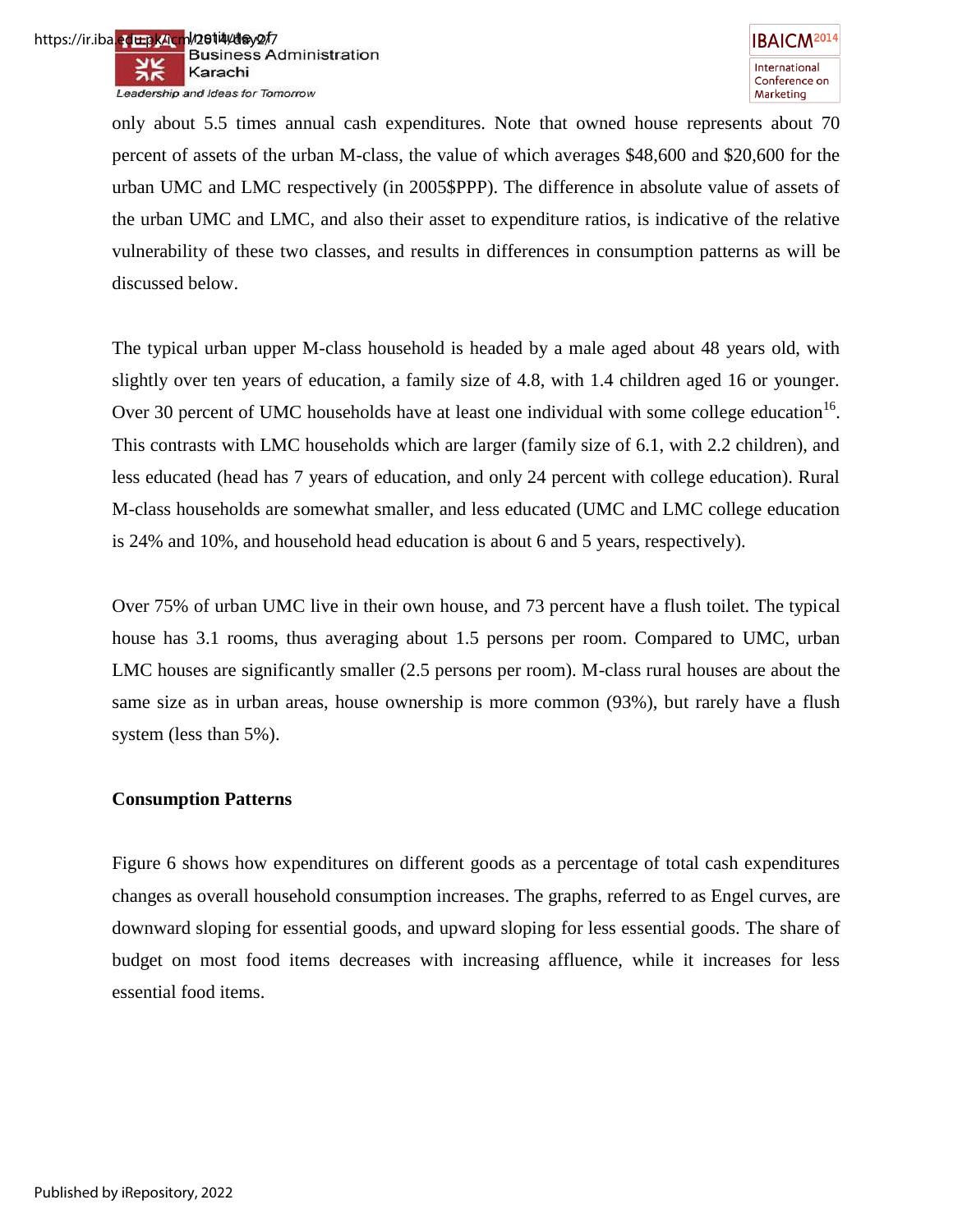only about 5.5 times annual cash expenditures. Note that owned house represents about 70 percent of assets of the urban M-class, the value of which averages $48,600 and $20,600 for the urban UMC and LMC respectively (in 2005$PPP). The difference in absolute value of assets of the urban UMC and LMC, and also their asset to expenditure ratios, is indicative of the relative vulnerability of these two classes, and results in differences in consumption patterns as will be discussed below.

The typical urban upper M-class household is headed by a male aged about 48 years old, with slightly over ten years of education, a family size of 4.8, with 1.4 children aged 16 or younger. Over 30 percent of UMC households have at least one individual with some college education[16]. This contrasts with LMC households which are larger (family size of 6.1, with 2.2 children), and less educated (head has 7 years of education, and only 24 percent with college education). Rural M-class households are somewhat smaller, and less educated (UMC and LMC college education is 24% and 10%, and household head education is about 6 and 5 years, respectively).

Over 75% of urban UMC live in their own house, and 73 percent have a flush toilet. The typical house has 3.1 rooms, thus averaging about 1.5 persons per room. Compared to UMC, urban LMC houses are significantly smaller (2.5 persons per room). M-class rural houses are about the same size as in urban areas, house ownership is more common (93%), but rarely have a flush system (less than 5%).

**Consumption Patterns**

Figure 6 shows how expenditures on different goods as a percentage of total cash expenditures changes as overall household consumption increases. The graphs, referred to as Engel curves, are downward sloping for essential goods, and upward sloping for less essential goods. The share of budget on most food items decreases with increasing affluence, while it increases for less essential food items.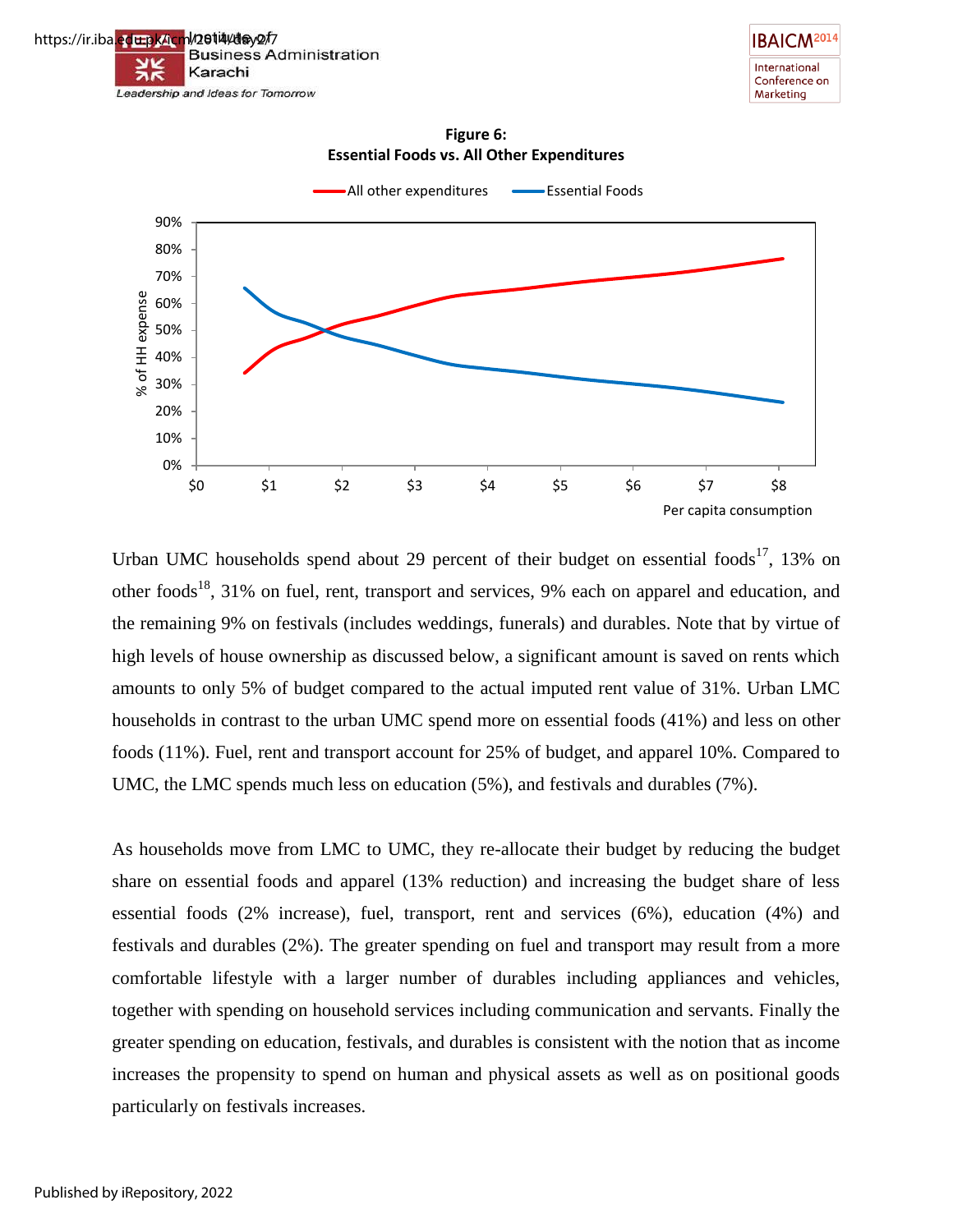**Figure 6:**
**Essential Foods vs. All Other Expenditures**

Urban UMC households spend about 29 percent of their budget on essential foods[17], 13% on other foods[18], 31% on fuel, rent, transport and services, 9% each on apparel and education, and the remaining 9% on festivals (includes weddings, funerals) and durables. Note that by virtue of high levels of house ownership as discussed below, a significant amount is saved on rents which amounts to only 5% of budget compared to the actual imputed rent value of 31%. Urban LMC households in contrast to the urban UMC spend more on essential foods (41%) and less on other foods (11%). Fuel, rent and transport account for 25% of budget, and apparel 10%. Compared to UMC, the LMC spends much less on education (5%), and festivals and durables (7%).

As households move from LMC to UMC, they re-allocate their budget by reducing the budget share on essential foods and apparel (13% reduction) and increasing the budget share of less essential foods (2% increase), fuel, transport, rent and services (6%), education (4%) and festivals and durables (2%). The greater spending on fuel and transport may result from a more comfortable lifestyle with a larger number of durables including appliances and vehicles, together with spending on household services including communication and servants. Finally the greater spending on education, festivals, and durables is consistent with the notion that as income increases the propensity to spend on human and physical assets as well as on positional goods particularly on festivals increases.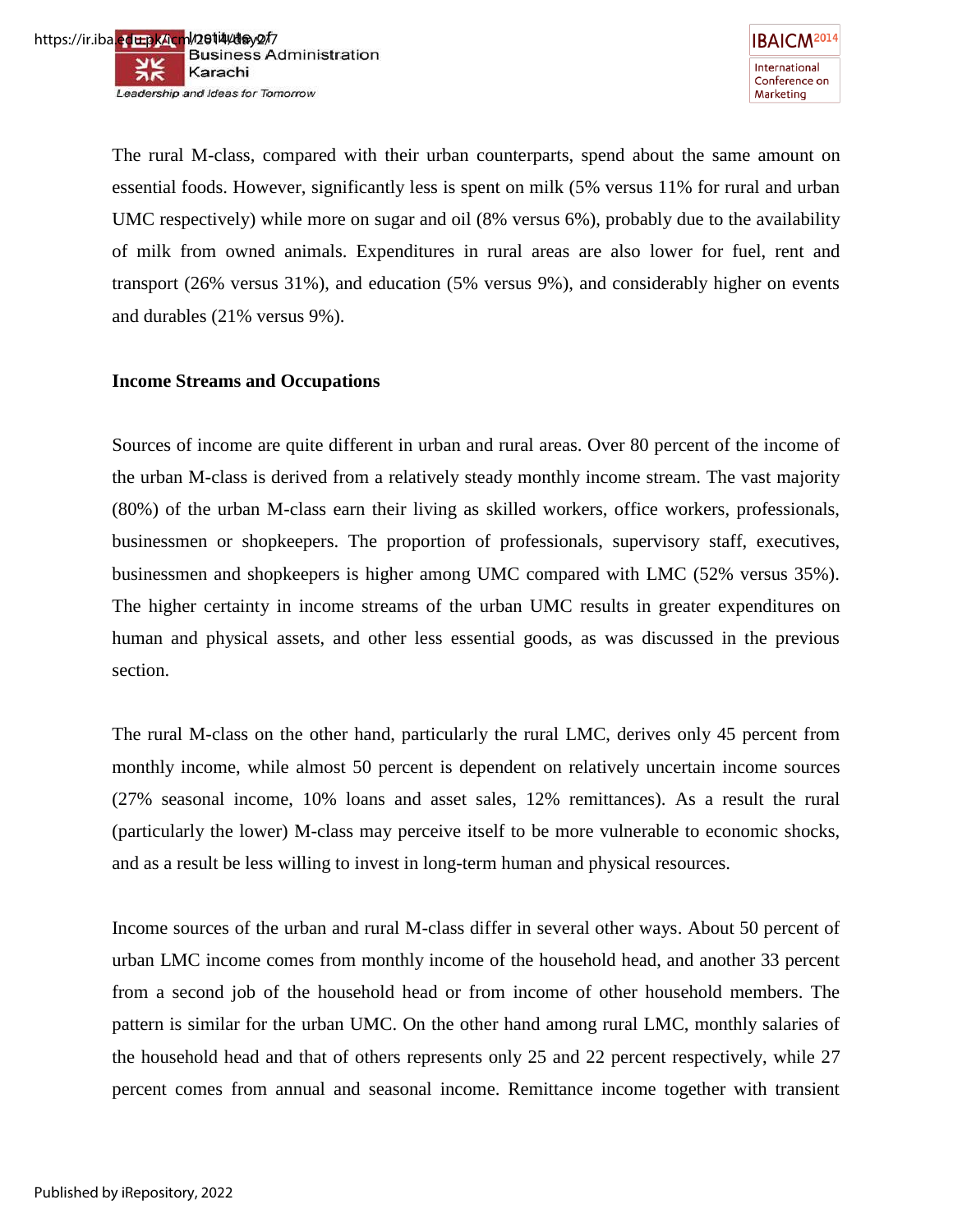The rural M-class, compared with their urban counterparts, spend about the same amount on essential foods. However, significantly less is spent on milk (5% versus 11% for rural and urban UMC respectively) while more on sugar and oil (8% versus 6%), probably due to the availability of milk from owned animals. Expenditures in rural areas are also lower for fuel, rent and transport (26% versus 31%), and education (5% versus 9%), and considerably higher on events and durables (21% versus 9%).

**Income Streams and Occupations**

Sources of income are quite different in urban and rural areas. Over 80 percent of the income of the urban M-class is derived from a relatively steady monthly income stream. The vast majority (80%) of the urban M-class earn their living as skilled workers, office workers, professionals, businessmen or shopkeepers. The proportion of professionals, supervisory staff, executives, businessmen and shopkeepers is higher among UMC compared with LMC (52% versus 35%). The higher certainty in income streams of the urban UMC results in greater expenditures on human and physical assets, and other less essential goods, as was discussed in the previous section.

The rural M-class on the other hand, particularly the rural LMC, derives only 45 percent from monthly income, while almost 50 percent is dependent on relatively uncertain income sources (27% seasonal income, 10% loans and asset sales, 12% remittances). As a result the rural (particularly the lower) M-class may perceive itself to be more vulnerable to economic shocks, and as a result be less willing to invest in long-term human and physical resources.

Income sources of the urban and rural M-class differ in several other ways. About 50 percent of urban LMC income comes from monthly income of the household head, and another 33 percent from a second job of the household head or from income of other household members. The pattern is similar for the urban UMC. On the other hand among rural LMC, monthly salaries of the household head and that of others represents only 25 and 22 percent respectively, while 27 percent comes from annual and seasonal income. Remittance income together with transient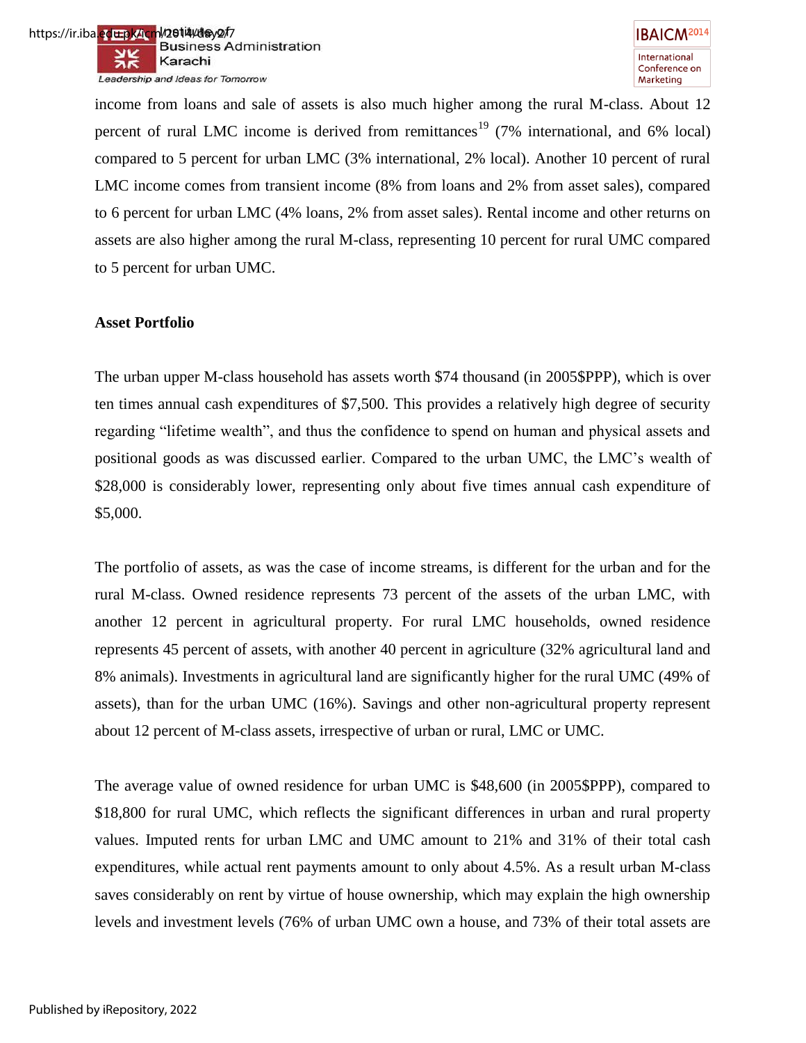income from loans and sale of assets is also much higher among the rural M-class. About 12 percent of rural LMC income is derived from remittances[19] (7% international, and 6% local) compared to 5 percent for urban LMC (3% international, 2% local). Another 10 percent of rural LMC income comes from transient income (8% from loans and 2% from asset sales), compared to 6 percent for urban LMC (4% loans, 2% from asset sales). Rental income and other returns on assets are also higher among the rural M-class, representing 10 percent for rural UMC compared to 5 percent for urban UMC.

**Asset Portfolio**

The urban upper M-class household has assets worth $74 thousand (in 2005$PPP), which is over ten times annual cash expenditures of $7,500. This provides a relatively high degree of security regarding "lifetime wealth", and thus the confidence to spend on human and physical assets and positional goods as was discussed earlier. Compared to the urban UMC, the LMC's wealth of $28,000 is considerably lower, representing only about five times annual cash expenditure of $5,000.

The portfolio of assets, as was the case of income streams, is different for the urban and for the rural M-class. Owned residence represents 73 percent of the assets of the urban LMC, with another 12 percent in agricultural property. For rural LMC households, owned residence represents 45 percent of assets, with another 40 percent in agriculture (32% agricultural land and 8% animals). Investments in agricultural land are significantly higher for the rural UMC (49% of assets), than for the urban UMC (16%). Savings and other non-agricultural property represent about 12 percent of M-class assets, irrespective of urban or rural, LMC or UMC.

The average value of owned residence for urban UMC is $48,600 (in 2005$PPP), compared to $18,800 for rural UMC, which reflects the significant differences in urban and rural property values. Imputed rents for urban LMC and UMC amount to 21% and 31% of their total cash expenditures, while actual rent payments amount to only about 4.5%. As a result urban M-class saves considerably on rent by virtue of house ownership, which may explain the high ownership levels and investment levels (76% of urban UMC own a house, and 73% of their total assets are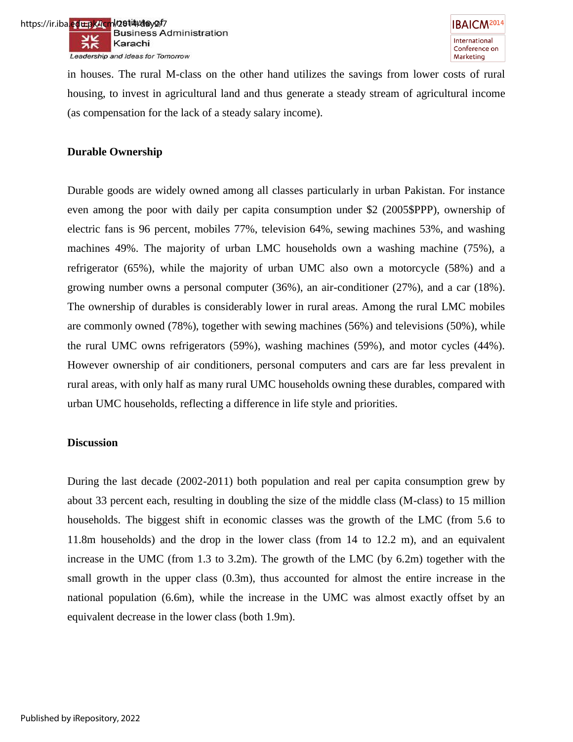in houses. The rural M-class on the other hand utilizes the savings from lower costs of rural housing, to invest in agricultural land and thus generate a steady stream of agricultural income (as compensation for the lack of a steady salary income).

**Durable Ownership**

Durable goods are widely owned among all classes particularly in urban Pakistan. For instance even among the poor with daily per capita consumption under $2 (2005$PPP), ownership of electric fans is 96 percent, mobiles 77%, television 64%, sewing machines 53%, and washing machines 49%. The majority of urban LMC households own a washing machine (75%), a refrigerator (65%), while the majority of urban UMC also own a motorcycle (58%) and a growing number owns a personal computer (36%), an air-conditioner (27%), and a car (18%). The ownership of durables is considerably lower in rural areas. Among the rural LMC mobiles are commonly owned (78%), together with sewing machines (56%) and televisions (50%), while the rural UMC owns refrigerators (59%), washing machines (59%), and motor cycles (44%). However ownership of air conditioners, personal computers and cars are far less prevalent in rural areas, with only half as many rural UMC households owning these durables, compared with urban UMC households, reflecting a difference in life style and priorities.

**Discussion**

During the last decade (2002-2011) both population and real per capita consumption grew by about 33 percent each, resulting in doubling the size of the middle class (M-class) to 15 million households. The biggest shift in economic classes was the growth of the LMC (from 5.6 to 11.8m households) and the drop in the lower class (from 14 to 12.2 m), and an equivalent increase in the UMC (from 1.3 to 3.2m). The growth of the LMC (by 6.2m) together with the small growth in the upper class (0.3m), thus accounted for almost the entire increase in the national population (6.6m), while the increase in the UMC was almost exactly offset by an equivalent decrease in the lower class (both 1.9m).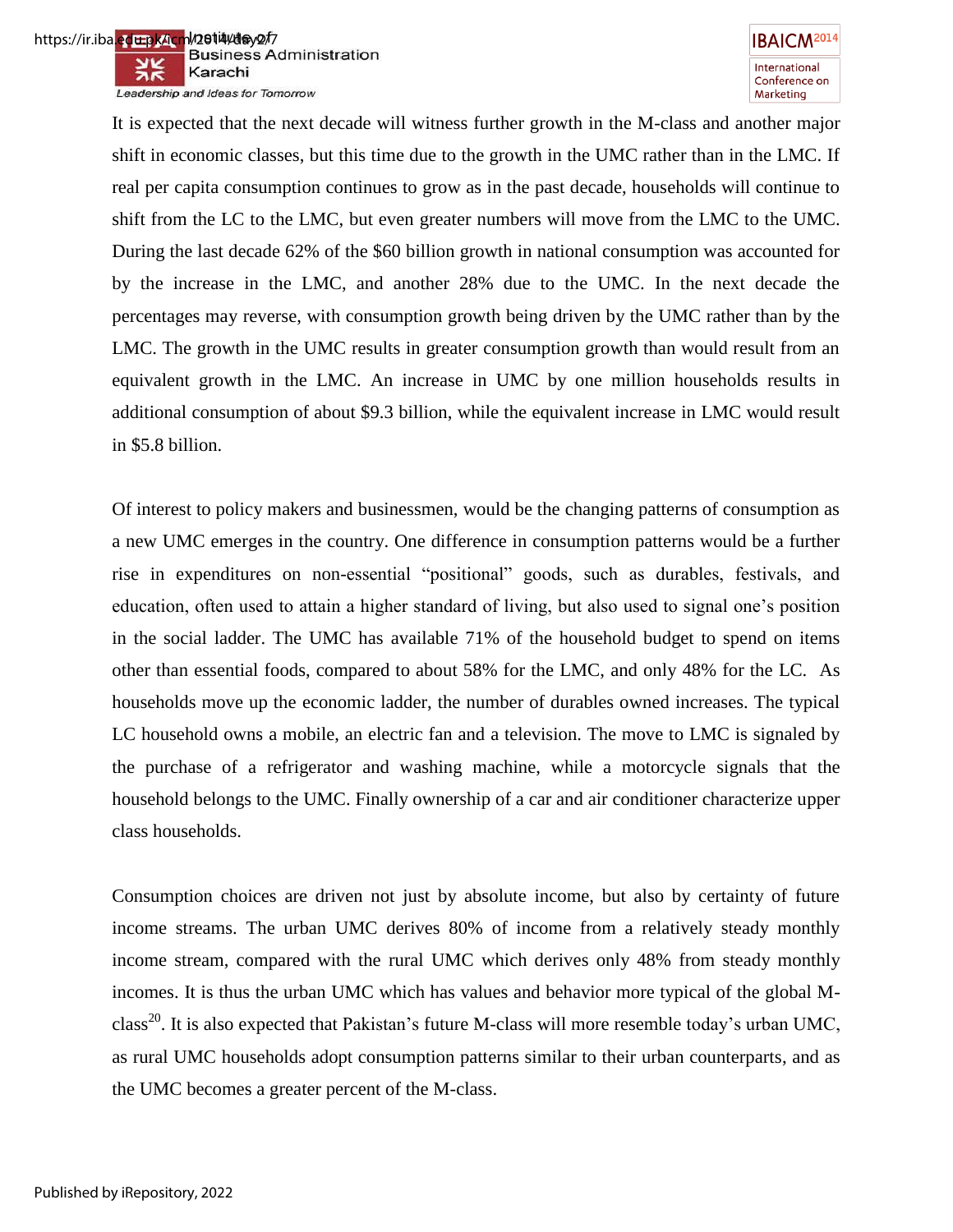It is expected that the next decade will witness further growth in the M-class and another major shift in economic classes, but this time due to the growth in the UMC rather than in the LMC. If real per capita consumption continues to grow as in the past decade, households will continue to shift from the LC to the LMC, but even greater numbers will move from the LMC to the UMC. During the last decade 62% of the $60 billion growth in national consumption was accounted for by the increase in the LMC, and another 28% due to the UMC. In the next decade the percentages may reverse, with consumption growth being driven by the UMC rather than by the LMC. The growth in the UMC results in greater consumption growth than would result from an equivalent growth in the LMC. An increase in UMC by one million households results in additional consumption of about $9.3 billion, while the equivalent increase in LMC would result in $5.8 billion.

Of interest to policy makers and businessmen, would be the changing patterns of consumption as a new UMC emerges in the country. One difference in consumption patterns would be a further rise in expenditures on non-essential "positional" goods, such as durables, festivals, and education, often used to attain a higher standard of living, but also used to signal one's position in the social ladder. The UMC has available 71% of the household budget to spend on items other than essential foods, compared to about 58% for the LMC, and only 48% for the LC. As households move up the economic ladder, the number of durables owned increases. The typical LC household owns a mobile, an electric fan and a television. The move to LMC is signaled by the purchase of a refrigerator and washing machine, while a motorcycle signals that the household belongs to the UMC. Finally ownership of a car and air conditioner characterize upper class households.

Consumption choices are driven not just by absolute income, but also by certainty of future income streams. The urban UMC derives 80% of income from a relatively steady monthly income stream, compared with the rural UMC which derives only 48% from steady monthly incomes. It is thus the urban UMC which has values and behavior more typical of the global M-class[20]. It is also expected that Pakistan's future M-class will more resemble today's urban UMC, as rural UMC households adopt consumption patterns similar to their urban counterparts, and as the UMC becomes a greater percent of the M-class.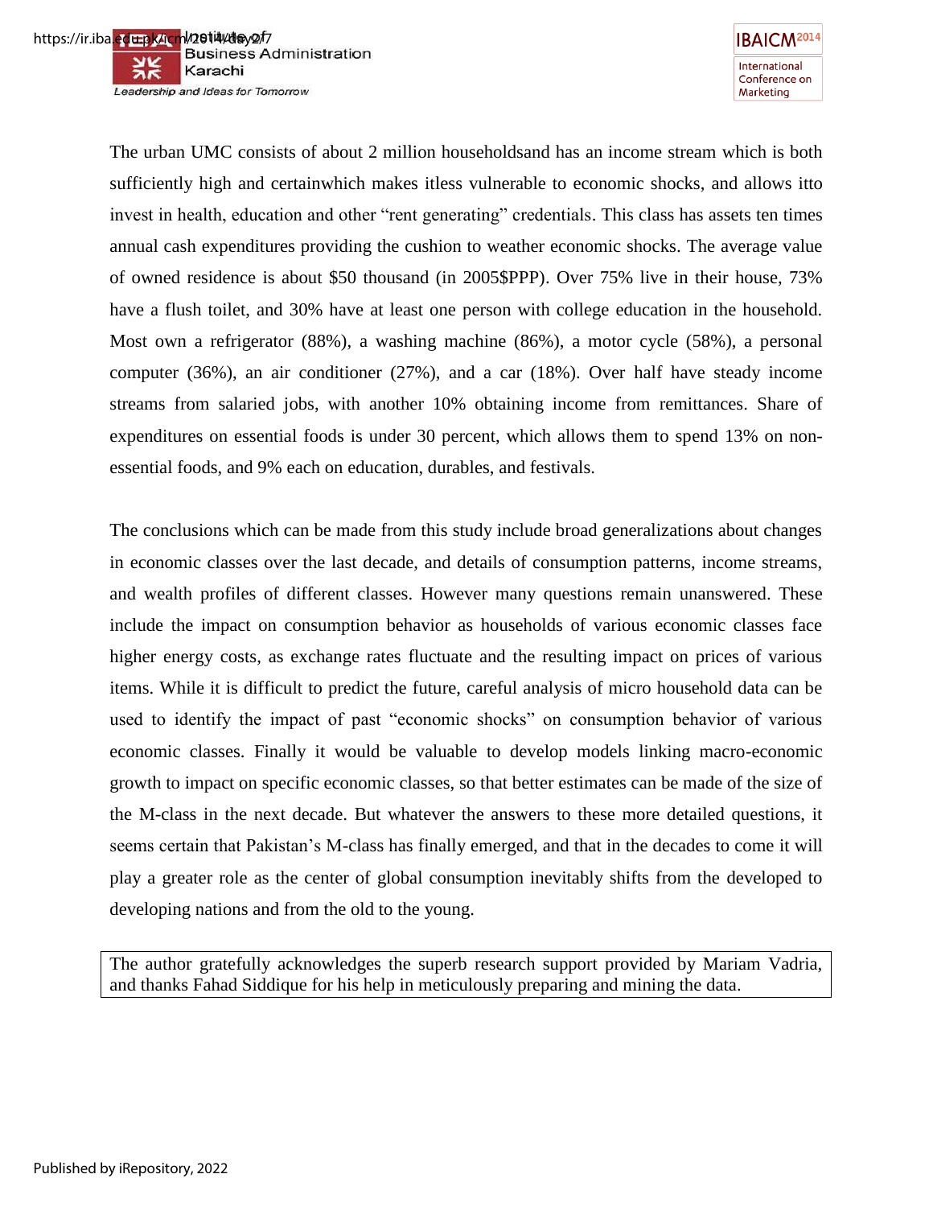The urban UMC consists of about 2 million householdsand has an income stream which is both sufficiently high and certainwhich makes itless vulnerable to economic shocks, and allows itto invest in health, education and other "rent generating" credentials. This class has assets ten times annual cash expenditures providing the cushion to weather economic shocks. The average value of owned residence is about $50 thousand (in 2005$PPP). Over 75% live in their house, 73% have a flush toilet, and 30% have at least one person with college education in the household. Most own a refrigerator (88%), a washing machine (86%), a motor cycle (58%), a personal computer (36%), an air conditioner (27%), and a car (18%). Over half have steady income streams from salaried jobs, with another 10% obtaining income from remittances. Share of expenditures on essential foods is under 30 percent, which allows them to spend 13% on non-essential foods, and 9% each on education, durables, and festivals.

The conclusions which can be made from this study include broad generalizations about changes in economic classes over the last decade, and details of consumption patterns, income streams, and wealth profiles of different classes. However many questions remain unanswered. These include the impact on consumption behavior as households of various economic classes face higher energy costs, as exchange rates fluctuate and the resulting impact on prices of various items. While it is difficult to predict the future, careful analysis of micro household data can be used to identify the impact of past "economic shocks" on consumption behavior of various economic classes. Finally it would be valuable to develop models linking macro-economic growth to impact on specific economic classes, so that better estimates can be made of the size of the M-class in the next decade. But whatever the answers to these more detailed questions, it seems certain that Pakistan's M-class has finally emerged, and that in the decades to come it will play a greater role as the center of global consumption inevitably shifts from the developed to developing nations and from the old to the young.

The author gratefully acknowledges the superb research support provided by Mariam Vadria, and thanks Fahad Siddique for his help in meticulously preparing and mining the data.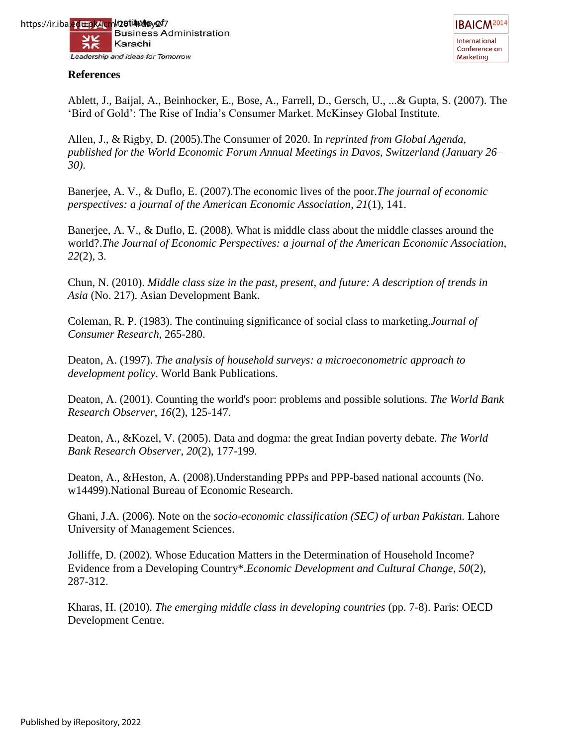**References**

Ablett, J., Baijal, A., Beinhocker, E., Bose, A., Farrell, D., Gersch, U., ...& Gupta, S. (2007). The 'Bird of Gold': The Rise of India's Consumer Market. McKinsey Global Institute.

Allen, J., & Rigby, D. (2005).The Consumer of 2020. In *reprinted from Global Agenda, published for the World Economic Forum Annual Meetings in Davos, Switzerland (January 26–30).*

Banerjee, A. V., & Duflo, E. (2007).The economic lives of the poor.*The journal of economic perspectives: a journal of the American Economic Association*, *21*(1), 141.

Banerjee, A. V., & Duflo, E. (2008). What is middle class about the middle classes around the world?.*The Journal of Economic Perspectives: a journal of the American Economic Association*, *22*(2), 3.

Chun, N. (2010). *Middle class size in the past, present, and future: A description of trends in Asia* (No. 217). Asian Development Bank.

Coleman, R. P. (1983). The continuing significance of social class to marketing.*Journal of Consumer Research*, 265-280.

Deaton, A. (1997). *The analysis of household surveys: a microeconometric approach to development policy*. World Bank Publications.

Deaton, A. (2001). Counting the world's poor: problems and possible solutions. *The World Bank Research Observer*, *16*(2), 125-147.

Deaton, A., &Kozel, V. (2005). Data and dogma: the great Indian poverty debate. *The World Bank Research Observer*, *20*(2), 177-199.

Deaton, A., &Heston, A. (2008).Understanding PPPs and PPP-based national accounts (No. w14499).National Bureau of Economic Research.

Ghani, J.A. (2006). Note on the *socio-economic classification (SEC) of urban Pakistan.* Lahore University of Management Sciences.

Jolliffe, D. (2002). Whose Education Matters in the Determination of Household Income? Evidence from a Developing Country*.*Economic Development and Cultural Change*, *50*(2), 287-312.

Kharas, H. (2010). *The emerging middle class in developing countries* (pp. 7-8). Paris: OECD Development Centre.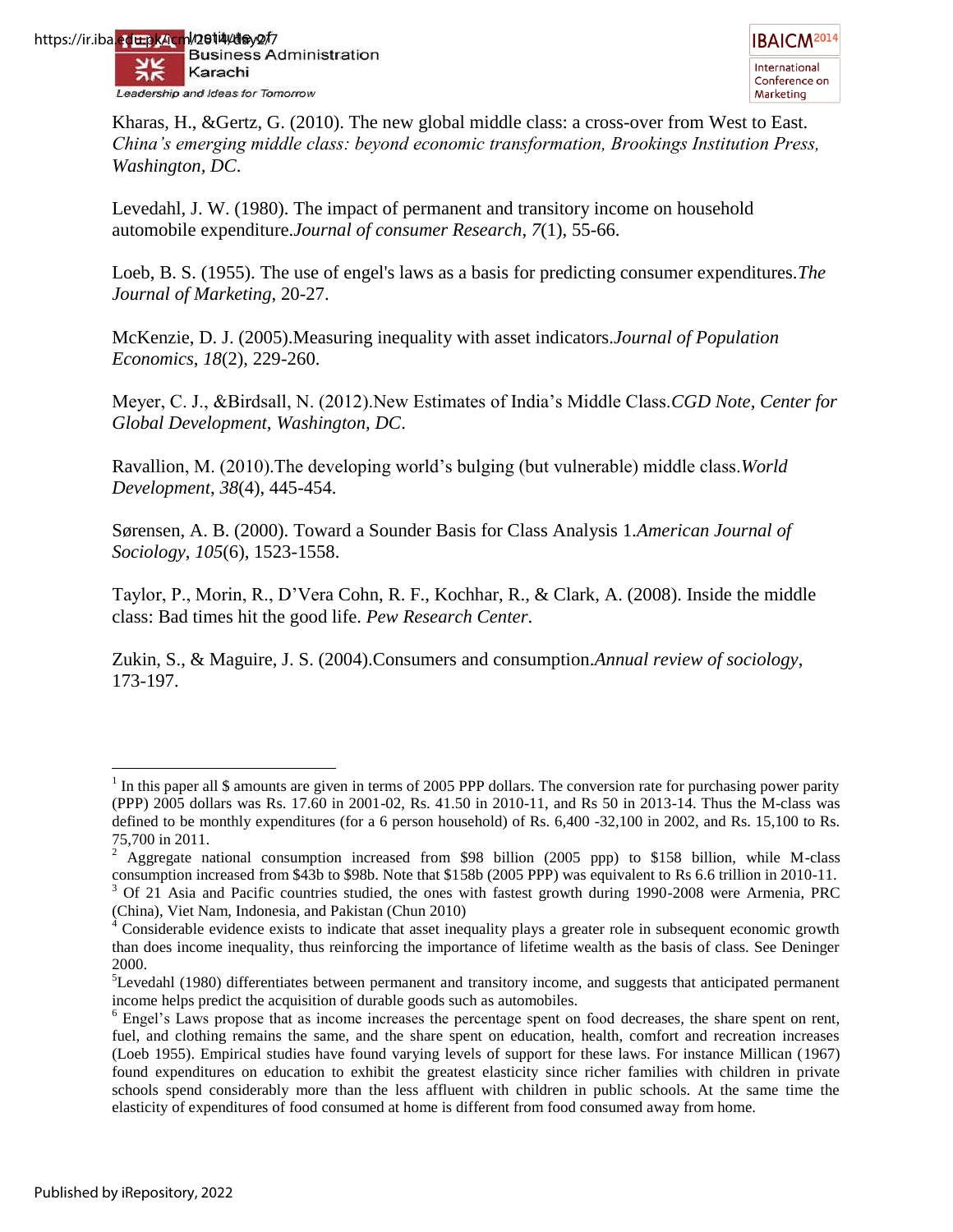Kharas, H., &Gertz, G. (2010). The new global middle class: a cross-over from West to East. *China's emerging middle class: beyond economic transformation, Brookings Institution Press, Washington, DC*.

Levedahl, J. W. (1980). The impact of permanent and transitory income on household automobile expenditure.*Journal of consumer Research*, *7*(1), 55-66.

Loeb, B. S. (1955). The use of engel's laws as a basis for predicting consumer expenditures.*The Journal of Marketing*, 20-27.

McKenzie, D. J. (2005).Measuring inequality with asset indicators.*Journal of Population Economics*, *18*(2), 229-260.

Meyer, C. J., &Birdsall, N. (2012).New Estimates of India's Middle Class.*CGD Note, Center for Global Development, Washington, DC*.

Ravallion, M. (2010).The developing world's bulging (but vulnerable) middle class.*World Development*, *38*(4), 445-454.

Sørensen, A. B. (2000). Toward a Sounder Basis for Class Analysis 1.*American Journal of Sociology*, *105*(6), 1523-1558.

Taylor, P., Morin, R., D'Vera Cohn, R. F., Kochhar, R., & Clark, A. (2008). Inside the middle class: Bad times hit the good life. *Pew Research Center*.

Zukin, S., & Maguire, J. S. (2004).Consumers and consumption.*Annual review of sociology*, 173-197.

---

[1] In this paper all $ amounts are given in terms of 2005 PPP dollars. The conversion rate for purchasing power parity (PPP) 2005 dollars was Rs. 17.60 in 2001-02, Rs. 41.50 in 2010-11, and Rs 50 in 2013-14. Thus the M-class was defined to be monthly expenditures (for a 6 person household) of Rs. 6,400 -32,100 in 2002, and Rs. 15,100 to Rs. 75,700 in 2011.

[2] Aggregate national consumption increased from $98 billion (2005 ppp) to $158 billion, while M-class consumption increased from $43b to $98b. Note that $158b (2005 PPP) was equivalent to Rs 6.6 trillion in 2010-11.

[3] Of 21 Asia and Pacific countries studied, the ones with fastest growth during 1990-2008 were Armenia, PRC (China), Viet Nam, Indonesia, and Pakistan (Chun 2010)

[4] Considerable evidence exists to indicate that asset inequality plays a greater role in subsequent economic growth than does income inequality, thus reinforcing the importance of lifetime wealth as the basis of class. See Deninger 2000.

[5] Levedahl (1980) differentiates between permanent and transitory income, and suggests that anticipated permanent income helps predict the acquisition of durable goods such as automobiles.

[6] Engel's Laws propose that as income increases the percentage spent on food decreases, the share spent on rent, fuel, and clothing remains the same, and the share spent on education, health, comfort and recreation increases (Loeb 1955). Empirical studies have found varying levels of support for these laws. For instance Millican (1967) found expenditures on education to exhibit the greatest elasticity since richer families with children in private schools spend considerably more than the less affluent with children in public schools. At the same time the elasticity of expenditures of food consumed at home is different from food consumed away from home.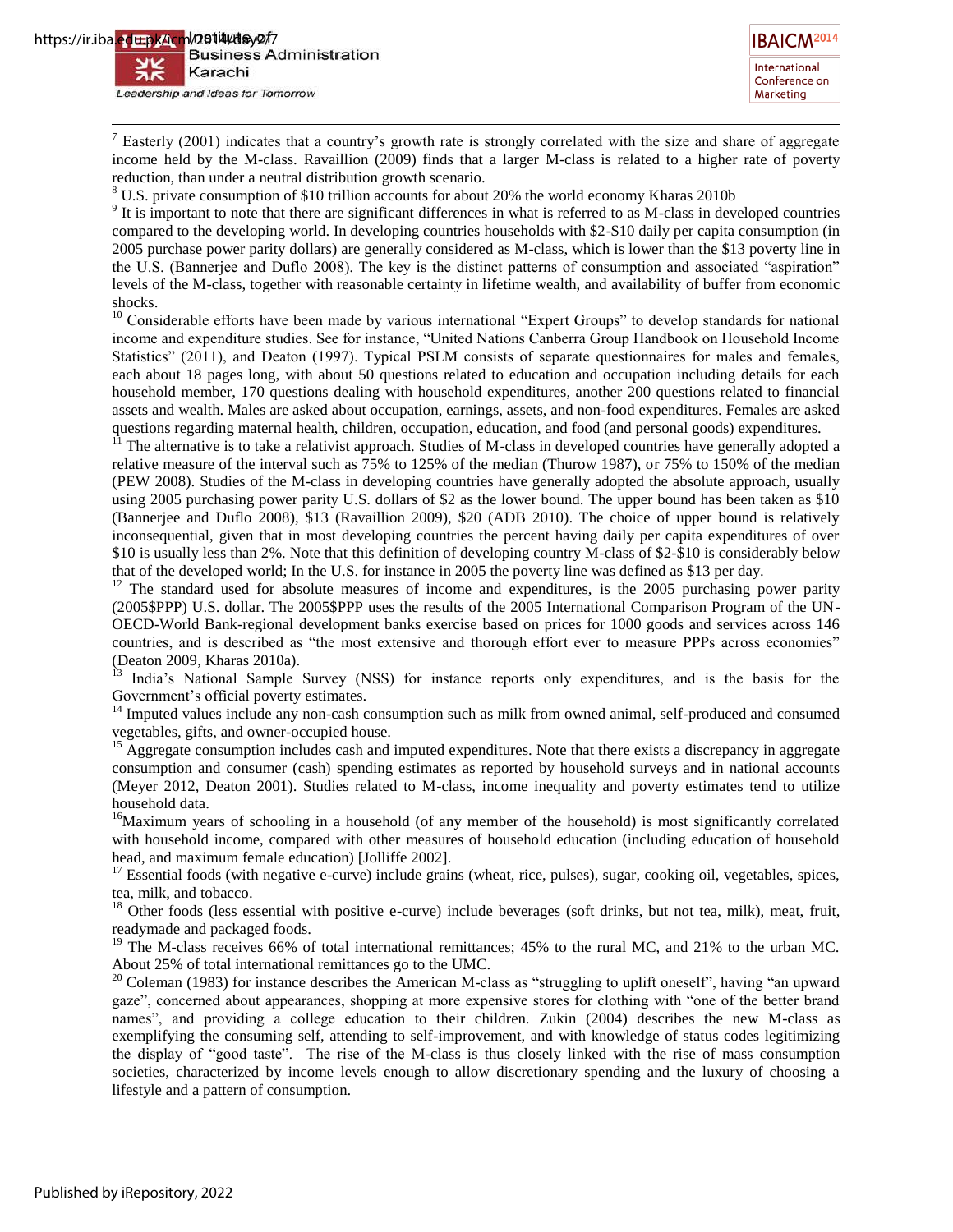[7] Easterly (2001) indicates that a country's growth rate is strongly correlated with the size and share of aggregate income held by the M-class. Ravaillion (2009) finds that a larger M-class is related to a higher rate of poverty reduction, than under a neutral distribution growth scenario.

[8] U.S. private consumption of $10 trillion accounts for about 20% the world economy Kharas 2010b

[9] It is important to note that there are significant differences in what is referred to as M-class in developed countries compared to the developing world. In developing countries households with $2-$10 daily per capita consumption (in 2005 purchase power parity dollars) are generally considered as M-class, which is lower than the $13 poverty line in the U.S. (Bannerjee and Duflo 2008). The key is the distinct patterns of consumption and associated "aspiration" levels of the M-class, together with reasonable certainty in lifetime wealth, and availability of buffer from economic shocks.

[10] Considerable efforts have been made by various international "Expert Groups" to develop standards for national income and expenditure studies. See for instance, "United Nations Canberra Group Handbook on Household Income Statistics" (2011), and Deaton (1997). Typical PSLM consists of separate questionnaires for males and females, each about 18 pages long, with about 50 questions related to education and occupation including details for each household member, 170 questions dealing with household expenditures, another 200 questions related to financial assets and wealth. Males are asked about occupation, earnings, assets, and non-food expenditures. Females are asked questions regarding maternal health, children, occupation, education, and food (and personal goods) expenditures.

[11] The alternative is to take a relativist approach. Studies of M-class in developed countries have generally adopted a relative measure of the interval such as 75% to 125% of the median (Thurow 1987), or 75% to 150% of the median (PEW 2008). Studies of the M-class in developing countries have generally adopted the absolute approach, usually using 2005 purchasing power parity U.S. dollars of $2 as the lower bound. The upper bound has been taken as $10 (Bannerjee and Duflo 2008), $13 (Ravaillion 2009), $20 (ADB 2010). The choice of upper bound is relatively inconsequential, given that in most developing countries the percent having daily per capita expenditures of over $10 is usually less than 2%. Note that this definition of developing country M-class of $2-$10 is considerably below that of the developed world; In the U.S. for instance in 2005 the poverty line was defined as $13 per day.

[12] The standard used for absolute measures of income and expenditures, is the 2005 purchasing power parity (2005$PPP) U.S. dollar. The 2005$PPP uses the results of the 2005 International Comparison Program of the UN-OECD-World Bank-regional development banks exercise based on prices for 1000 goods and services across 146 countries, and is described as "the most extensive and thorough effort ever to measure PPPs across economies" (Deaton 2009, Kharas 2010a).

[13] India's National Sample Survey (NSS) for instance reports only expenditures, and is the basis for the Government's official poverty estimates.

[14] Imputed values include any non-cash consumption such as milk from owned animal, self-produced and consumed vegetables, gifts, and owner-occupied house.

[15] Aggregate consumption includes cash and imputed expenditures. Note that there exists a discrepancy in aggregate consumption and consumer (cash) spending estimates as reported by household surveys and in national accounts (Meyer 2012, Deaton 2001). Studies related to M-class, income inequality and poverty estimates tend to utilize household data.

[16] Maximum years of schooling in a household (of any member of the household) is most significantly correlated with household income, compared with other measures of household education (including education of household head, and maximum female education) [Jolliffe 2002].

[17] Essential foods (with negative e-curve) include grains (wheat, rice, pulses), sugar, cooking oil, vegetables, spices, tea, milk, and tobacco.

[18] Other foods (less essential with positive e-curve) include beverages (soft drinks, but not tea, milk), meat, fruit, readymade and packaged foods.

[19] The M-class receives 66% of total international remittances; 45% to the rural MC, and 21% to the urban MC. About 25% of total international remittances go to the UMC.

[20] Coleman (1983) for instance describes the American M-class as "struggling to uplift oneself", having "an upward gaze", concerned about appearances, shopping at more expensive stores for clothing with "one of the better brand names", and providing a college education to their children. Zukin (2004) describes the new M-class as exemplifying the consuming self, attending to self-improvement, and with knowledge of status codes legitimizing the display of "good taste". The rise of the M-class is thus closely linked with the rise of mass consumption societies, characterized by income levels enough to allow discretionary spending and the luxury of choosing a lifestyle and a pattern of consumption.